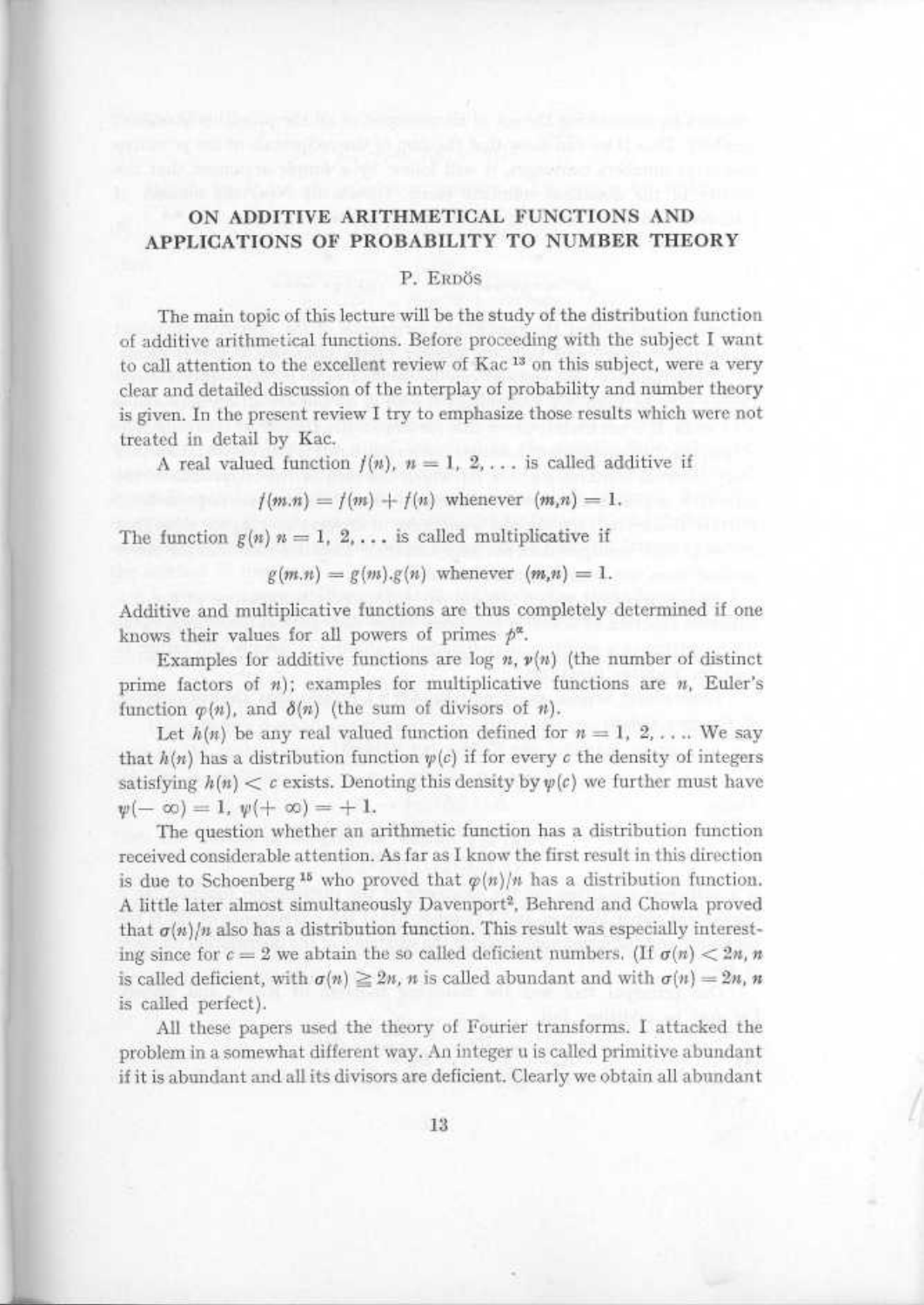# ON ADDITIVE ARITHMETICAL FUNCTIONS AND APPLICATIONS OF PROBABILITY TO NUMBER THEORY

P. ERDÖS

The main topic of this lecture will be the study of the distribution function of additive arithmetical functions. Before proceeding with the subject I want to call attention to the excellent review of Kac [13] on this subject, were a very clear and detailed discussion of the interplay of probability and number theory is given. In the present review I try to emphasize those results which were not treated in detail by Kac.

A real valued function $f(n)$, $n = 1, 2, \ldots$ is called additive if

$$f(m.n) = f(m) + f(n) \text{ whenever } (m,n) = 1.$$

The function $g(n)$ $n = 1, 2, \ldots$ is called multiplicative if

$$g(m.n) = g(m).g(n) \text{ whenever } (m,n) = 1.$$

Additive and multiplicative functions are thus completely determined if one knows their values for all powers of primes $p^\alpha$.

Examples for additive functions are $\log n$, $\nu(n)$ (the number of distinct prime factors of $n$); examples for multiplicative functions are $n$, Euler's function $\varphi(n)$, and $\delta(n)$ (the sum of divisors of $n$).

Let $h(n)$ be any real valued function defined for $n = 1, 2, \ldots$. We say that $h(n)$ has a distribution function $\psi(c)$ if for every $c$ the density of integers satisfying $h(n) < c$ exists. Denoting this density by $\psi(c)$ we further must have $\psi(-\infty) = 1$, $\psi(+\infty) = +1$.

The question whether an arithmetic function has a distribution function received considerable attention. As far as I know the first result in this direction is due to Schoenberg [15] who proved that $\varphi(n)/n$ has a distribution function. A little later almost simultaneously Davenport[2], Behrend and Chowla proved that $\sigma(n)/n$ also has a distribution function. This result was especially interesting since for $c = 2$ we abtain the so called deficient numbers. (If $\sigma(n) < 2n$, $n$ is called deficient, with $\sigma(n) \geqq 2n$, $n$ is called abundant and with $\sigma(n) = 2n$, $n$ is called perfect).

All these papers used the theory of Fourier transforms. I attacked the problem in a somewhat different way. An integer u is called primitive abundant if it is abundant and all its divisors are deficient. Clearly we obtain all abundant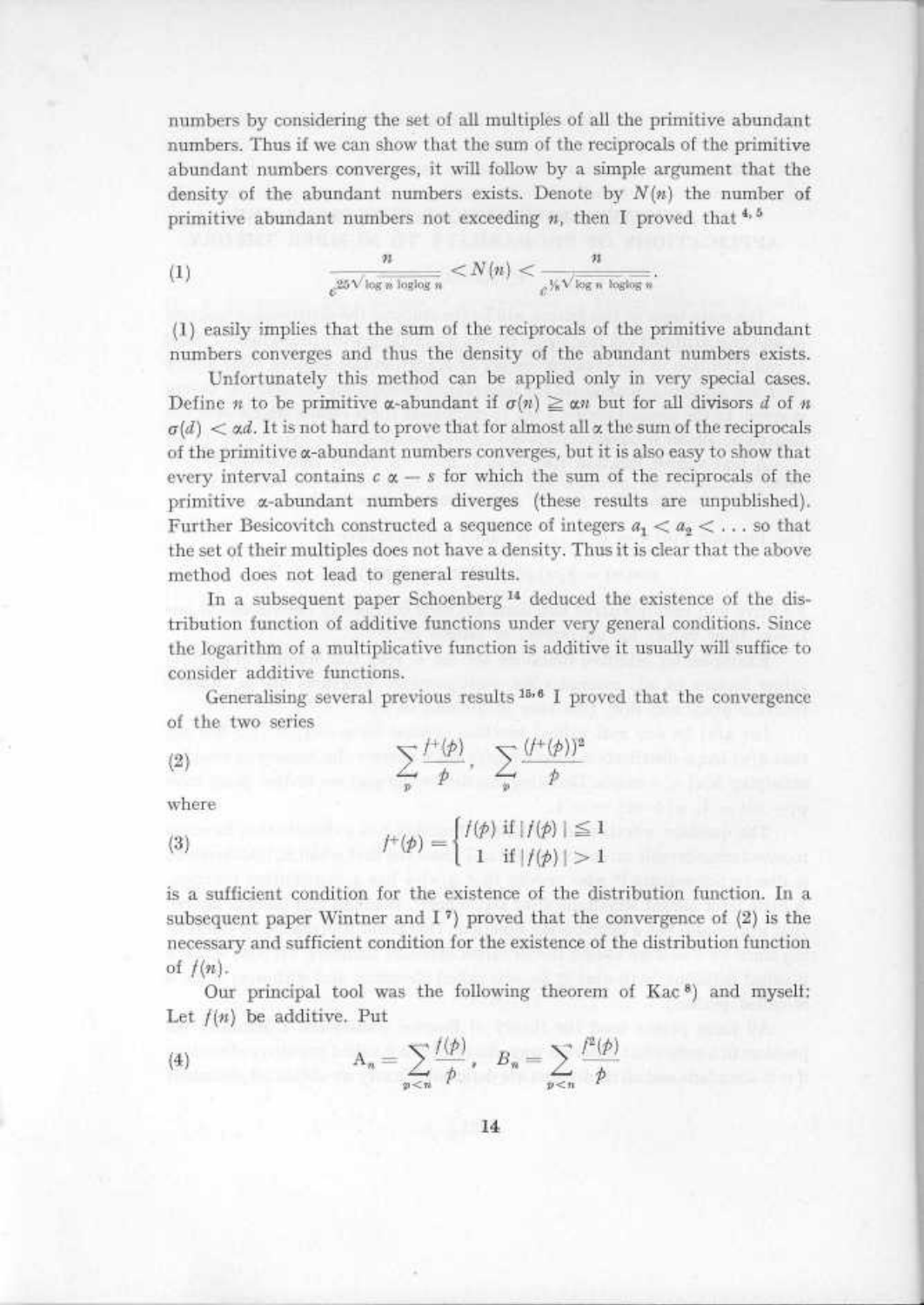numbers by considering the set of all multiples of all the primitive abundant numbers. Thus if we can show that the sum of the reciprocals of the primitive abundant numbers converges, it will follow by a simple argument that the density of the abundant numbers exists. Denote by $N(n)$ the number of primitive abundant numbers not exceeding $n$, then I proved that [4, 5]

$$\frac{n}{e^{25\sqrt{\log n \log\log n}}} < N(n) < \frac{n}{e^{\frac{1}{8}\sqrt{\log n \log\log n}}}. \tag{1}$$

(1) easily implies that the sum of the reciprocals of the primitive abundant numbers converges and thus the density of the abundant numbers exists.

Unfortunately this method can be applied only in very special cases. Define $n$ to be primitive $\alpha$-abundant if $\sigma(n) \geqq \alpha n$ but for all divisors $d$ of $n$ $\sigma(d) < \alpha d$. It is not hard to prove that for almost all $\alpha$ the sum of the reciprocals of the primitive $\alpha$-abundant numbers converges, but it is also easy to show that every interval contains $c \alpha - s$ for which the sum of the reciprocals of the primitive $\alpha$-abundant numbers diverges (these results are unpublished). Further Besicovitch constructed a sequence of integers $a_1 < a_2 < \ldots$ so that the set of their multiples does not have a density. Thus it is clear that the above method does not lead to general results.

In a subsequent paper Schoenberg [14] deduced the existence of the distribution function of additive functions under very general conditions. Since the logarithm of a multiplicative function is additive it usually will suffice to consider additive functions.

Generalising several previous results [15, 6] I proved that the convergence of the two series

$$\sum_p \frac{f^+(p)}{p}, \quad \sum_p \frac{(f^+(p))^2}{p} \tag{2}$$

where

$$f^+(p) = \begin{cases} f(p) \text{ if } |f(p)| \leq 1 \\ 1 \quad \text{if } |f(p)| > 1 \end{cases} \tag{3}$$

is a sufficient condition for the existence of the distribution function. In a subsequent paper Wintner and I [7]) proved that the convergence of (2) is the necessary and sufficient condition for the existence of the distribution function of $f(n)$.

Our principal tool was the following theorem of Kac [8]) and myself: Let $f(n)$ be additive. Put

$$A_n = \sum_{p<n} \frac{f(p)}{p}, \quad B_n = \sum_{p<n} \frac{f^2(p)}{p} \tag{4}$$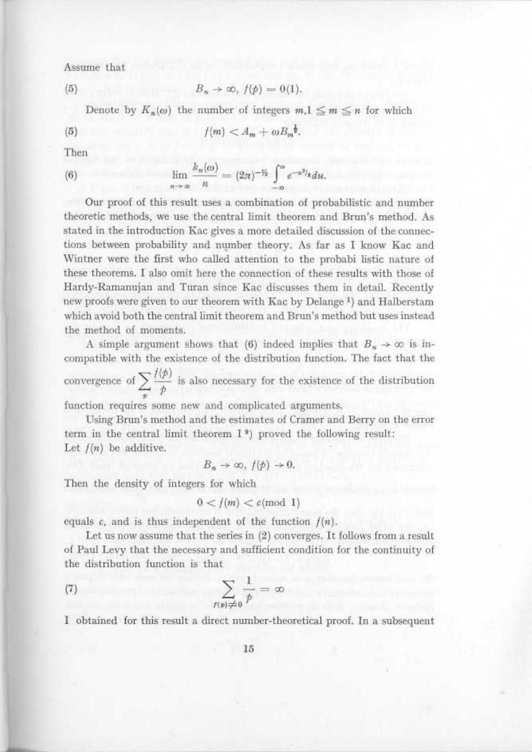Assume that

$$(5) \qquad B_n \to \infty, \ f(p) = 0(1).$$

Denote by $K_n(\omega)$ the number of integers $m, 1 \leq m \leq n$ for which

$$(5) \qquad f(m) < A_m + \omega B_m^{\frac{1}{2}}.$$

Then

$$(6) \qquad \lim_{n \to \infty} \frac{k_n(\omega)}{n} = (2\pi)^{-\frac{1}{2}} \int_{-\infty}^{\omega} e^{-u^2/2} du.$$

Our proof of this result uses a combination of probabilistic and number theoretic methods, we use the central limit theorem and Brun's method. As stated in the introduction Kac gives a more detailed discussion of the connections between probability and number theory. As far as I know Kac and Wintner were the first who called attention to the probabi listic nature of these theorems. I also omit here the connection of these results with those of Hardy-Ramanujan and Turan since Kac discusses them in detail. Recently new proofs were given to our theorem with Kac by Delange [1]) and Halberstam which avoid both the central limit theorem and Brun's method but uses instead the method of moments.

A simple argument shows that (6) indeed implies that $B_n \to \infty$ is incompatible with the existence of the distribution function. The fact that the convergence of $\sum_p \frac{f(p)}{p}$ is also necessary for the existence of the distribution function requires some new and complicated arguments.

Using Brun's method and the estimates of Cramer and Berry on the error term in the central limit theorem I [9]) proved the following result:
Let $f(n)$ be additive.

$$B_n \to \infty, \ f(p) \to 0.$$

Then the density of integers for which

$$0 < f(m) < c (\text{mod } 1)$$

equals $c$, and is thus independent of the function $f(n)$.

Let us now assume that the series in (2) converges. It follows from a result of Paul Levy that the necessary and sufficient condition for the continuity of the distribution function is that

$$(7) \qquad \sum_{f(p) \neq 0} \frac{1}{p} = \infty$$

I obtained for this result a direct number-theoretical proof. In a subsequent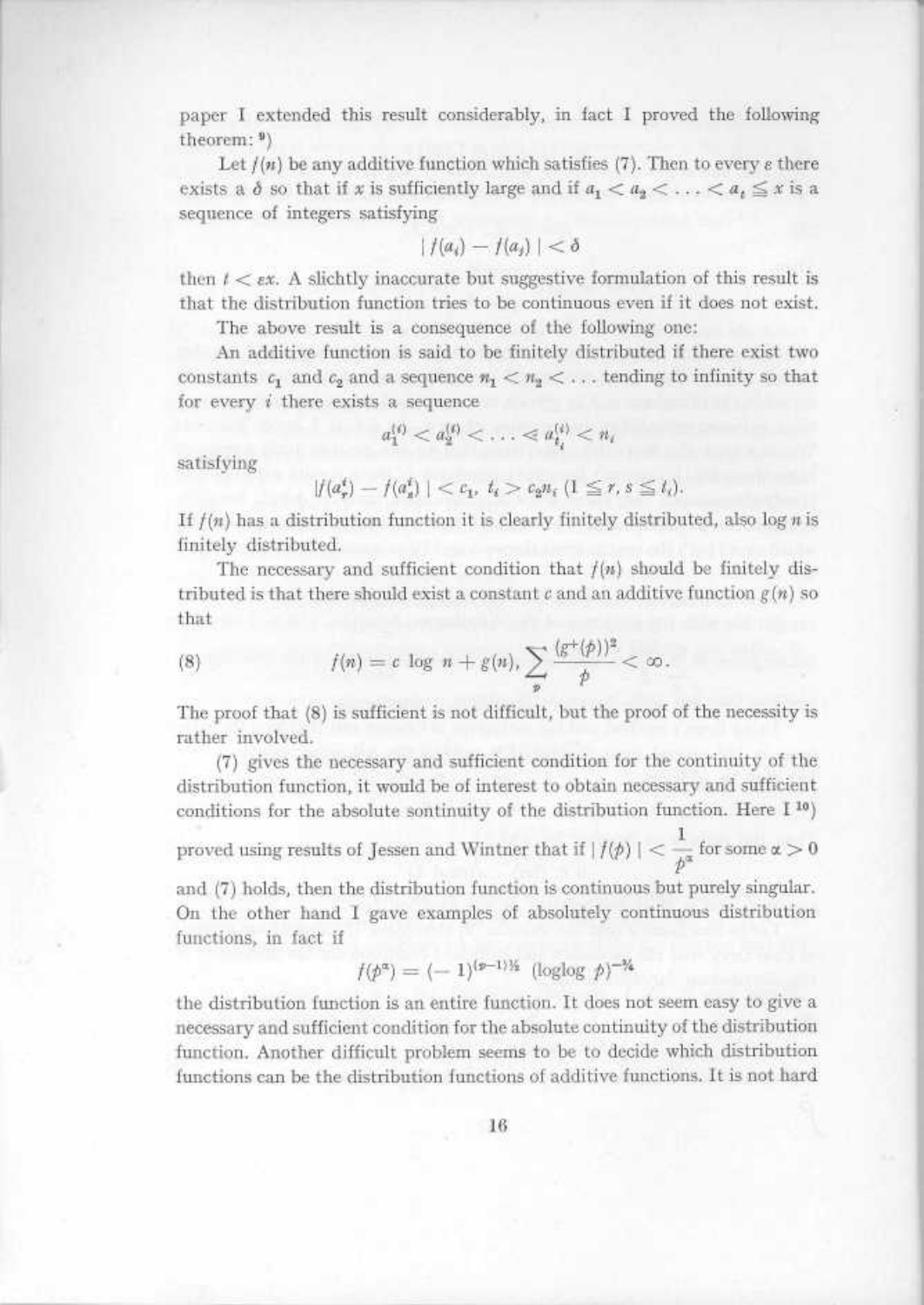paper I extended this result considerably, in fact I proved the following theorem: [9])

Let $f(n)$ be any additive function which satisfies (7). Then to every $\varepsilon$ there exists a $\delta$ so that if $x$ is sufficiently large and if $a_1 < a_2 < \ldots < a_t \leqq x$ is a sequence of integers satisfying

$$|f(a_i) - f(a_j)| < \delta$$

then $t < \varepsilon x$. A slichtly inaccurate but suggestive formulation of this result is that the distribution function tries to be continuous even if it does not exist.

The above result is a consequence of the following one:

An additive function is said to be finitely distributed if there exist two constants $c_1$ and $c_2$ and a sequence $n_1 < n_2 < \ldots$ tending to infinity so that for every $i$ there exists a sequence

$$a_1^{(i)} < a_2^{(i)} < \ldots < a_{t_i}^{(i)} < n_i$$

satisfying

$$|f(a_r^i) - f(a_s^i)| < c_1,\ t_i > c_2 n_i\ (1 \leqq r, s \leqq t_i).$$

If $f(n)$ has a distribution function it is clearly finitely distributed, also $\log n$ is finitely distributed.

The necessary and sufficient condition that $f(n)$ should be finitely distributed is that there should exist a constant $c$ and an additive function $g(n)$ so that

$$f(n) = c \log n + g(n), \sum_p \frac{(g^+(p))^2}{p} < \infty. \tag{8}$$

The proof that (8) is sufficient is not difficult, but the proof of the necessity is rather involved.

(7) gives the necessary and sufficient condition for the continuity of the distribution function, it would be of interest to obtain necessary and sufficient conditions for the absolute sontinuity of the distribution function. Here I [10]) proved using results of Jessen and Wintner that if $|f(p)| < \dfrac{1}{p^\alpha}$ for some $\alpha > 0$ and (7) holds, then the distribution function is continuous but purely singular. On the other hand I gave examples of absolutely continuous distribution functions, in fact if

$$f(p^\alpha) = (-1)^{(p-1)/2}\ (\log\log p)^{-3/4}$$

the distribution function is an entire function. It does not seem easy to give a necessary and sufficient condition for the absolute continuity of the distribution function. Another difficult problem seems to be to decide which distribution functions can be the distribution functions of additive functions. It is not hard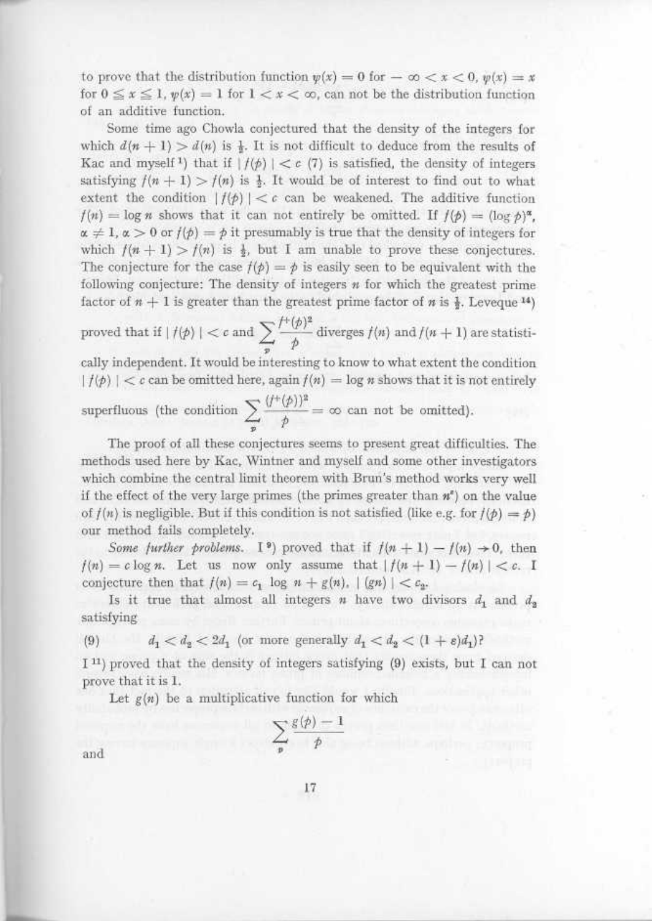to prove that the distribution function $\varphi(x) = 0$ for $-\infty < x < 0$, $\varphi(x) = x$ for $0 \leq x \leq 1$, $\varphi(x) = 1$ for $1 < x < \infty$, can not be the distribution function of an additive function.

Some time ago Chowla conjectured that the density of the integers for which $d(n+1) > d(n)$ is $\frac{1}{2}$. It is not difficult to deduce from the results of Kac and myself [1]) that if $|f(p)| < c$ (7) is satisfied, the density of integers satisfying $f(n+1) > f(n)$ is $\frac{1}{2}$. It would be of interest to find out to what extent the condition $|f(p)| < c$ can be weakened. The additive function $f(n) = \log n$ shows that it can not entirely be omitted. If $f(p) = (\log p)^\alpha$, $\alpha \neq 1$, $\alpha > 0$ or $f(p) = p$ it presumably is true that the density of integers for which $f(n+1) > f(n)$ is $\frac{1}{2}$, but I am unable to prove these conjectures. The conjecture for the case $f(p) = p$ is easily seen to be equivalent with the following conjecture: The density of integers $n$ for which the greatest prime factor of $n+1$ is greater than the greatest prime factor of $n$ is $\frac{1}{2}$. Leveque [14]) proved that if $|f(p)| < c$ and $\sum_p \frac{f^+(p)^2}{p}$ diverges $f(n)$ and $f(n+1)$ are statistically independent. It would be interesting to know to what extent the condition $|f(p)| < c$ can be omitted here, again $f(n) = \log n$ shows that it is not entirely superfluous (the condition $\sum_p \frac{(f^+(p))^2}{p} = \infty$ can not be omitted).

The proof of all these conjectures seems to present great difficulties. The methods used here by Kac, Wintner and myself and some other investigators which combine the central limit theorem with Brun's method works very well if the effect of the very large primes (the primes greater than $n^\varepsilon$) on the value of $f(n)$ is negligible. But if this condition is not satisfied (like e.g. for $f(p) = p$) our method fails completely.

*Some further problems.* I [9]) proved that if $f(n+1) - f(n) \to 0$, then $f(n) = c \log n$. Let us now only assume that $|f(n+1) - f(n)| < c$. I conjecture then that $f(n) = c_1 \log n + g(n)$, $|(gn)| < c_2$.

Is it true that almost all integers $n$ have two divisors $d_1$ and $d_2$ satisfying

$$(9) \qquad d_1 < d_2 < 2d_1 \text{ (or more generally } d_1 < d_2 < (1+\varepsilon)d_1)?$$

I [11]) proved that the density of integers satisfying (9) exists, but I can not prove that it is 1.

Let $g(n)$ be a multiplicative function for which

$$\sum_p \frac{g(p) - 1}{p}$$

and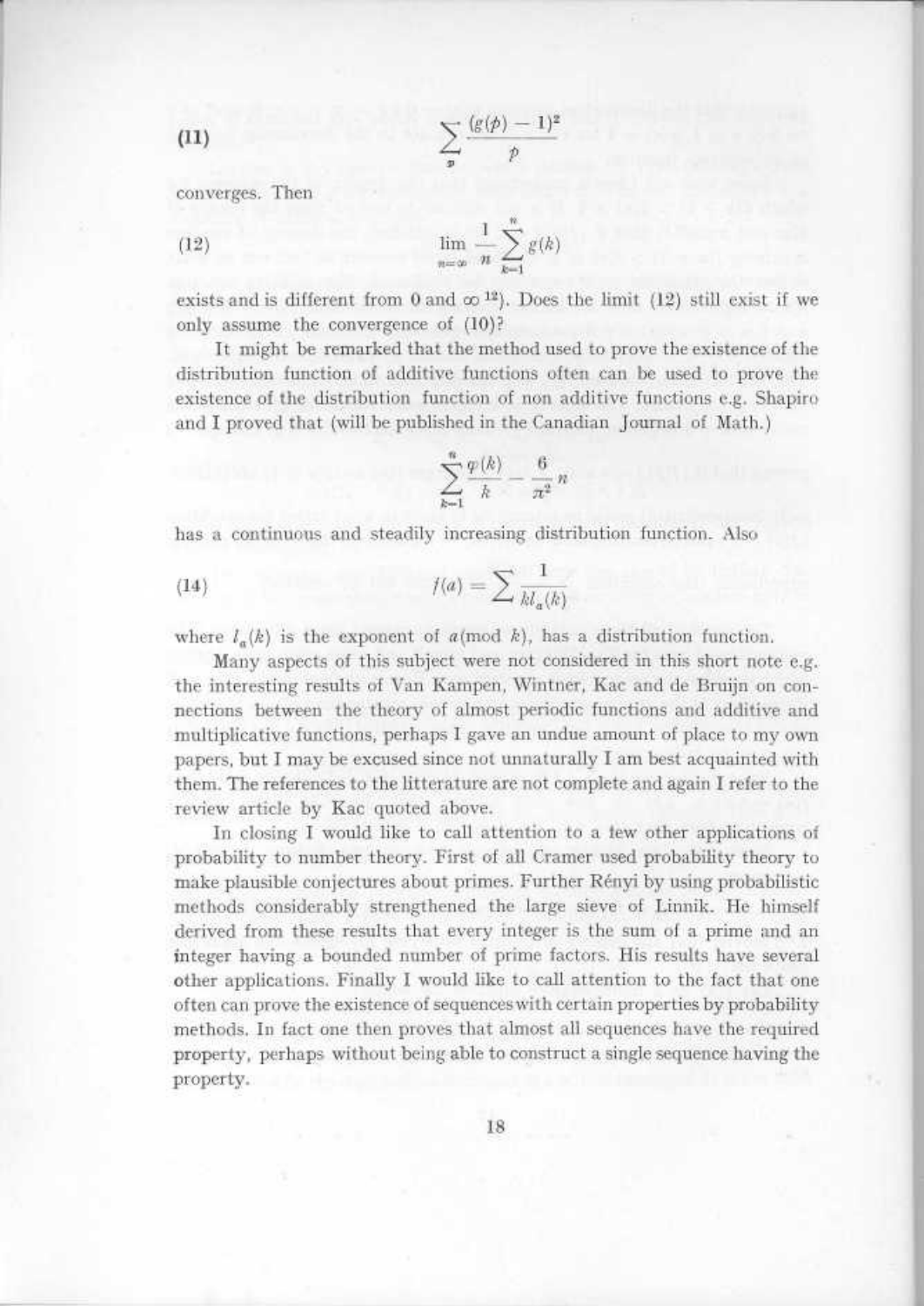$$(11) \qquad \sum_{p} \frac{(g(p)-1)^2}{p}$$

converges. Then

$$(12) \qquad \lim_{n=\infty} \frac{1}{n} \sum_{k=1}^{n} g(k)$$

exists and is different from 0 and $\infty$ [12]). Does the limit (12) still exist if we only assume the convergence of (10)?

It might be remarked that the method used to prove the existence of the distribution function of additive functions often can be used to prove the existence of the distribution function of non additive functions e.g. Shapiro and I proved that (will be published in the Canadian Journal of Math.)

$$\sum_{k=1}^{n} \frac{\varphi(k)}{k} - \frac{6}{\pi^2} n$$

has a continuous and steadily increasing distribution function. Also

$$(14) \qquad f(a) = \sum \frac{1}{k l_a(k)}$$

where $l_a(k)$ is the exponent of $a$(mod $k$), has a distribution function.

Many aspects of this subject were not considered in this short note e.g. the interesting results of Van Kampen, Wintner, Kac and de Bruijn on connections between the theory of almost periodic functions and additive and multiplicative functions, perhaps I gave an undue amount of place to my own papers, but I may be excused since not unnaturally I am best acquainted with them. The references to the litterature are not complete and again I refer to the review article by Kac quoted above.

In closing I would like to call attention to a few other applications of probability to number theory. First of all Cramer used probability theory to make plausible conjectures about primes. Further Rényi by using probabilistic methods considerably strengthened the large sieve of Linnik. He himself derived from these results that every integer is the sum of a prime and an integer having a bounded number of prime factors. His results have several other applications. Finally I would like to call attention to the fact that one often can prove the existence of sequences with certain properties by probability methods. In fact one then proves that almost all sequences have the required property, perhaps without being able to construct a single sequence having the property.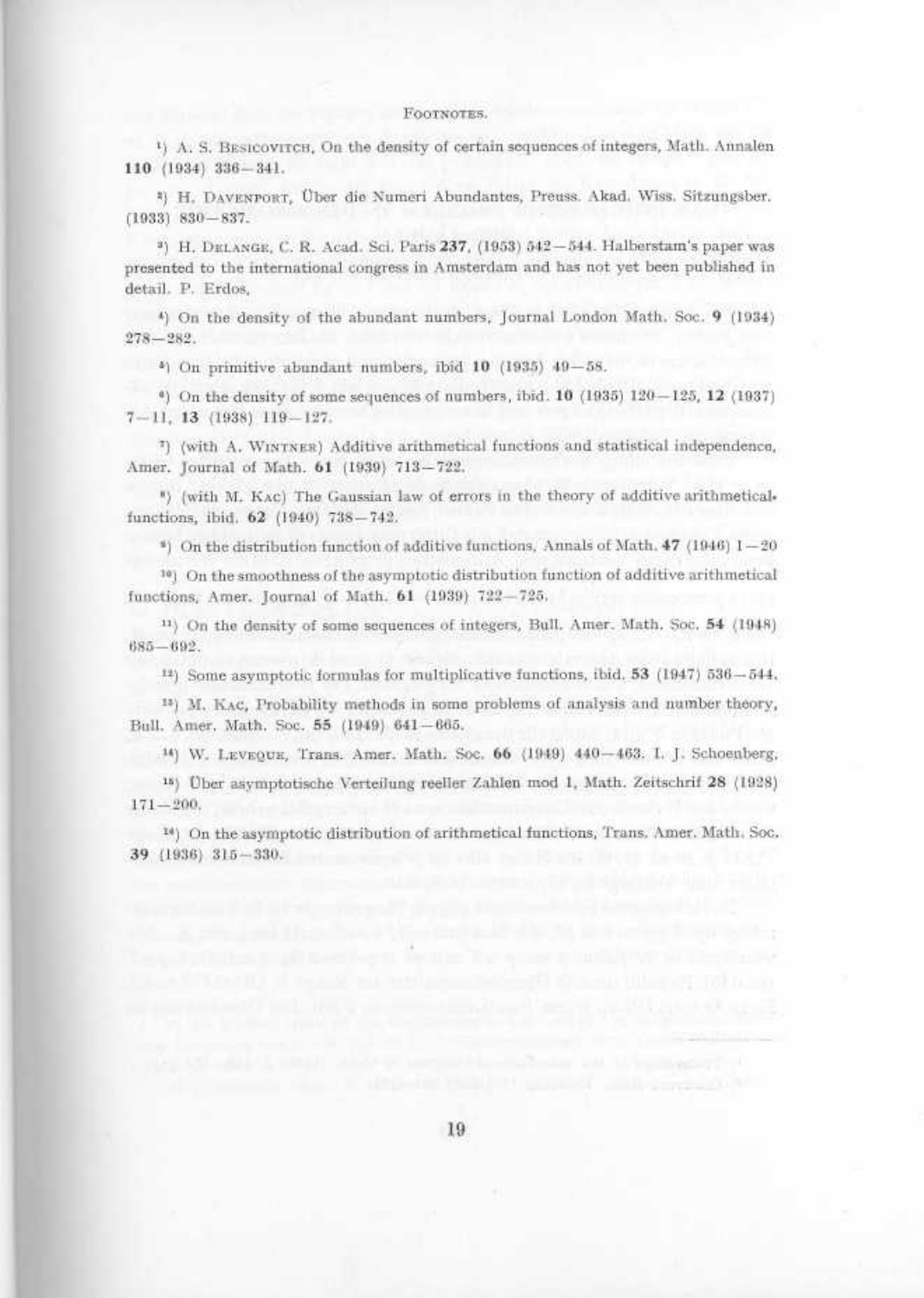FOOTNOTES.

[1]) A. S. BESICOVITCH, On the density of certain sequences of integers, Math. Annalen **110** (1934) 336–341.

[2]) H. DAVENPORT, Über die Numeri Abundantes, Preuss. Akad. Wiss. Sitzungsber. (1933) 830–837.

[3]) H. DELANGE, C. R. Acad. Sci. Paris **237**, (1953) 542–544. Halberstam's paper was presented to the international congress in Amsterdam and has not yet been published in detail. P. Erdos,

[4]) On the density of the abundant numbers, Journal London Math. Soc. **9** (1934) 278–282.

[5]) On primitive abundant numbers, ibid **10** (1935) 49–58.

[6]) On the density of some sequences of numbers, ibid. **10** (1935) 120–125, **12** (1937) 7–11, **13** (1938) 119–127.

[7]) (with A. WINTNER) Additive arithmetical functions and statistical independence, Amer. Journal of Math. **61** (1939) 713–722.

[8]) (with M. KAC) The Gaussian law of errors in the theory of additive arithmetical functions, ibid. **62** (1940) 738–742.

[9]) On the distribution function of additive functions, Annals of Math. **47** (1946) 1–20

[10]) On the smoothness of the asymptotic distribution function of additive arithmetical functions, Amer. Journal of Math. **61** (1939) 722–725.

[11]) On the density of some sequences of integers, Bull. Amer. Math. Soc. **54** (1948) 685–692.

[12]) Some asymptotic formulas for multiplicative functions, ibid. **53** (1947) 536–544.

[13]) M. KAC, Probability methods in some problems of analysis and number theory, Bull. Amer. Math. Soc. **55** (1949) 641–665.

[14]) W. LEVEQUE, Trans. Amer. Math. Soc. **66** (1949) 440–463. I. J. Schoenberg.

[15]) Über asymptotische Verteilung reeller Zahlen mod 1, Math. Zeitschrif **28** (1928) 171–200.

[16]) On the asymptotic distribution of arithmetical functions, Trans. Amer. Math. Soc. **39** (1936) 315–330.